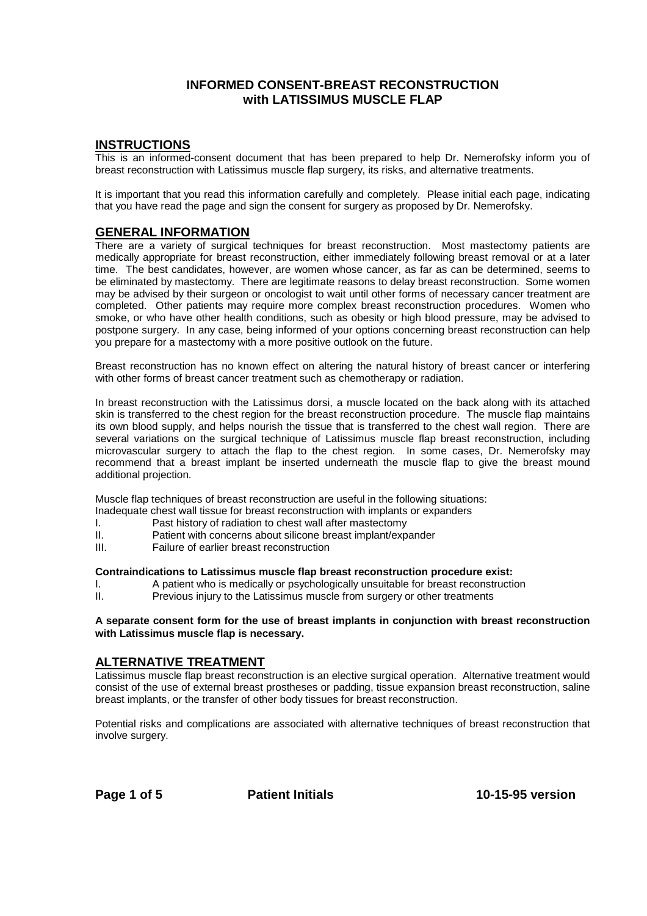# INFORMED CONSENT-BREAST RECONSTRUCTION with LATISSIMUS MUSCLE FLAP

## INSTRUCTIONS

This is an informed-consent document that has been prepared to help Dr. Nemerofsky inform you of breast reconstruction with Latissimus muscle flap surgery, its risks, and alternative treatments.

It is important that you read this information carefully and completely. Please initial each page, indicating that you have read the page and sign the consent for surgery as proposed by Dr. Nemerofsky.

## GENERAL INFORMATION

There are a variety of surgical techniques for breast reconstruction. Most mastectomy patients are medically appropriate for breast reconstruction, either immediately following breast removal or at a later time. The best candidates, however, are women whose cancer, as far as can be determined, seems to be eliminated by mastectomy. There are legitimate reasons to delay breast reconstruction. Some women may be advised by their surgeon or oncologist to wait until other forms of necessary cancer treatment are completed. Other patients may require more complex breast reconstruction procedures. Women who smoke, or who have other health conditions, such as obesity or high blood pressure, may be advised to postpone surgery. In any case, being informed of your options concerning breast reconstruction can help you prepare for a mastectomy with a more positive outlook on the future.

Breast reconstruction has no known effect on altering the natural history of breast cancer or interfering with other forms of breast cancer treatment such as chemotherapy or radiation.

In breast reconstruction with the Latissimus dorsi, a muscle located on the back along with its attached skin is transferred to the chest region for the breast reconstruction procedure. The muscle flap maintains its own blood supply, and helps nourish the tissue that is transferred to the chest wall region. There are several variations on the surgical technique of Latissimus muscle flap breast reconstruction, including microvascular surgery to attach the flap to the chest region. In some cases, Dr. Nemerofsky may recommend that a breast implant be inserted underneath the muscle flap to give the breast mound additional projection.

Muscle flap techniques of breast reconstruction are useful in the following situations:

Inadequate chest wall tissue for breast reconstruction with implants or expanders

I. Past history of radiation to chest wall after mastectomy
II. Patient with concerns about silicone breast implant/expander
III. Failure of earlier breast reconstruction

**Contraindications to Latissimus muscle flap breast reconstruction procedure exist:**

I. A patient who is medically or psychologically unsuitable for breast reconstruction
II. Previous injury to the Latissimus muscle from surgery or other treatments

**A separate consent form for the use of breast implants in conjunction with breast reconstruction with Latissimus muscle flap is necessary.**

## ALTERNATIVE TREATMENT

Latissimus muscle flap breast reconstruction is an elective surgical operation. Alternative treatment would consist of the use of external breast prostheses or padding, tissue expansion breast reconstruction, saline breast implants, or the transfer of other body tissues for breast reconstruction.

Potential risks and complications are associated with alternative techniques of breast reconstruction that involve surgery.

**Patient Initials** **10-15-95 version**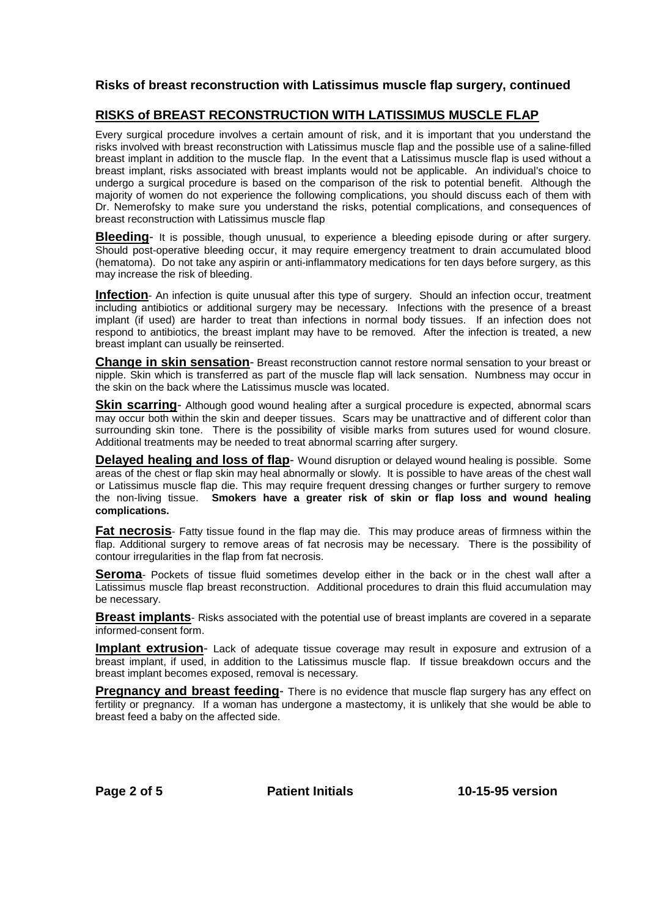### Risks of breast reconstruction with Latissimus muscle flap surgery, continued

## RISKS of BREAST RECONSTRUCTION WITH LATISSIMUS MUSCLE FLAP

Every surgical procedure involves a certain amount of risk, and it is important that you understand the risks involved with breast reconstruction with Latissimus muscle flap and the possible use of a saline-filled breast implant in addition to the muscle flap. In the event that a Latissimus muscle flap is used without a breast implant, risks associated with breast implants would not be applicable. An individual's choice to undergo a surgical procedure is based on the comparison of the risk to potential benefit. Although the majority of women do not experience the following complications, you should discuss each of them with Dr. Nemerofsky to make sure you understand the risks, potential complications, and consequences of breast reconstruction with Latissimus muscle flap

**Bleeding**- It is possible, though unusual, to experience a bleeding episode during or after surgery. Should post-operative bleeding occur, it may require emergency treatment to drain accumulated blood (hematoma). Do not take any aspirin or anti-inflammatory medications for ten days before surgery, as this may increase the risk of bleeding.

**Infection**- An infection is quite unusual after this type of surgery. Should an infection occur, treatment including antibiotics or additional surgery may be necessary. Infections with the presence of a breast implant (if used) are harder to treat than infections in normal body tissues. If an infection does not respond to antibiotics, the breast implant may have to be removed. After the infection is treated, a new breast implant can usually be reinserted.

**Change in skin sensation**- Breast reconstruction cannot restore normal sensation to your breast or nipple. Skin which is transferred as part of the muscle flap will lack sensation. Numbness may occur in the skin on the back where the Latissimus muscle was located.

**Skin scarring**- Although good wound healing after a surgical procedure is expected, abnormal scars may occur both within the skin and deeper tissues. Scars may be unattractive and of different color than surrounding skin tone. There is the possibility of visible marks from sutures used for wound closure. Additional treatments may be needed to treat abnormal scarring after surgery.

**Delayed healing and loss of flap**- Wound disruption or delayed wound healing is possible. Some areas of the chest or flap skin may heal abnormally or slowly. It is possible to have areas of the chest wall or Latissimus muscle flap die. This may require frequent dressing changes or further surgery to remove the non-living tissue. **Smokers have a greater risk of skin or flap loss and wound healing complications.**

**Fat necrosis**- Fatty tissue found in the flap may die. This may produce areas of firmness within the flap. Additional surgery to remove areas of fat necrosis may be necessary. There is the possibility of contour irregularities in the flap from fat necrosis.

**Seroma**- Pockets of tissue fluid sometimes develop either in the back or in the chest wall after a Latissimus muscle flap breast reconstruction. Additional procedures to drain this fluid accumulation may be necessary.

**Breast implants**- Risks associated with the potential use of breast implants are covered in a separate informed-consent form.

**Implant extrusion**- Lack of adequate tissue coverage may result in exposure and extrusion of a breast implant, if used, in addition to the Latissimus muscle flap. If tissue breakdown occurs and the breast implant becomes exposed, removal is necessary.

**Pregnancy and breast feeding**- There is no evidence that muscle flap surgery has any effect on fertility or pregnancy. If a woman has undergone a mastectomy, it is unlikely that she would be able to breast feed a baby on the affected side.

**Patient Initials** **10-15-95 version**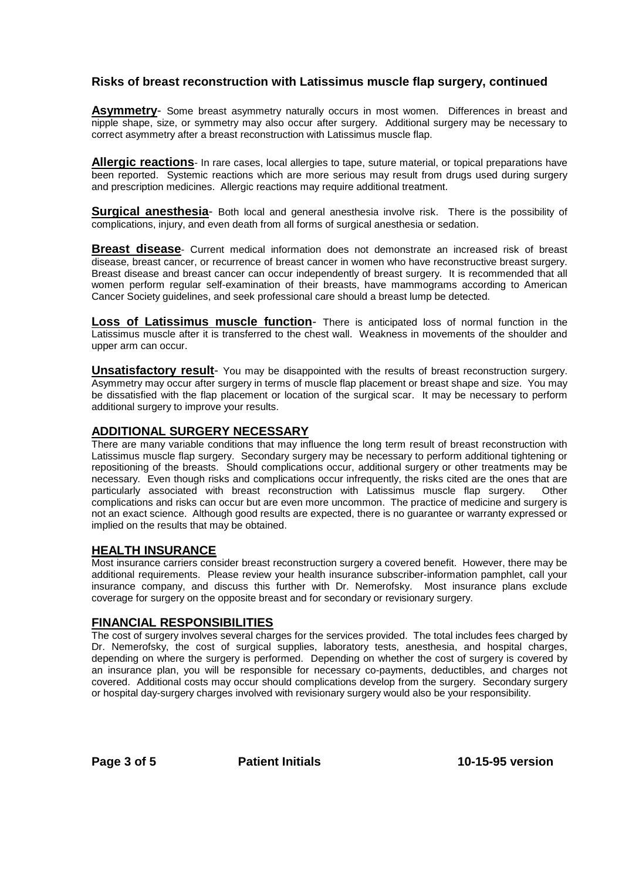### Risks of breast reconstruction with Latissimus muscle flap surgery, continued

**Asymmetry**- Some breast asymmetry naturally occurs in most women. Differences in breast and nipple shape, size, or symmetry may also occur after surgery. Additional surgery may be necessary to correct asymmetry after a breast reconstruction with Latissimus muscle flap.

**Allergic reactions**- In rare cases, local allergies to tape, suture material, or topical preparations have been reported. Systemic reactions which are more serious may result from drugs used during surgery and prescription medicines. Allergic reactions may require additional treatment.

**Surgical anesthesia**- Both local and general anesthesia involve risk. There is the possibility of complications, injury, and even death from all forms of surgical anesthesia or sedation.

**Breast disease**- Current medical information does not demonstrate an increased risk of breast disease, breast cancer, or recurrence of breast cancer in women who have reconstructive breast surgery. Breast disease and breast cancer can occur independently of breast surgery. It is recommended that all women perform regular self-examination of their breasts, have mammograms according to American Cancer Society guidelines, and seek professional care should a breast lump be detected.

**Loss of Latissimus muscle function**- There is anticipated loss of normal function in the Latissimus muscle after it is transferred to the chest wall. Weakness in movements of the shoulder and upper arm can occur.

**Unsatisfactory result**- You may be disappointed with the results of breast reconstruction surgery. Asymmetry may occur after surgery in terms of muscle flap placement or breast shape and size. You may be dissatisfied with the flap placement or location of the surgical scar. It may be necessary to perform additional surgery to improve your results.

## ADDITIONAL SURGERY NECESSARY

There are many variable conditions that may influence the long term result of breast reconstruction with Latissimus muscle flap surgery. Secondary surgery may be necessary to perform additional tightening or repositioning of the breasts. Should complications occur, additional surgery or other treatments may be necessary. Even though risks and complications occur infrequently, the risks cited are the ones that are particularly associated with breast reconstruction with Latissimus muscle flap surgery. Other complications and risks can occur but are even more uncommon. The practice of medicine and surgery is not an exact science. Although good results are expected, there is no guarantee or warranty expressed or implied on the results that may be obtained.

## HEALTH INSURANCE

Most insurance carriers consider breast reconstruction surgery a covered benefit. However, there may be additional requirements. Please review your health insurance subscriber-information pamphlet, call your insurance company, and discuss this further with Dr. Nemerofsky. Most insurance plans exclude coverage for surgery on the opposite breast and for secondary or revisionary surgery.

## FINANCIAL RESPONSIBILITIES

The cost of surgery involves several charges for the services provided. The total includes fees charged by Dr. Nemerofsky, the cost of surgical supplies, laboratory tests, anesthesia, and hospital charges, depending on where the surgery is performed. Depending on whether the cost of surgery is covered by an insurance plan, you will be responsible for necessary co-payments, deductibles, and charges not covered. Additional costs may occur should complications develop from the surgery. Secondary surgery or hospital day-surgery charges involved with revisionary surgery would also be your responsibility.

**Patient Initials** **10-15-95 version**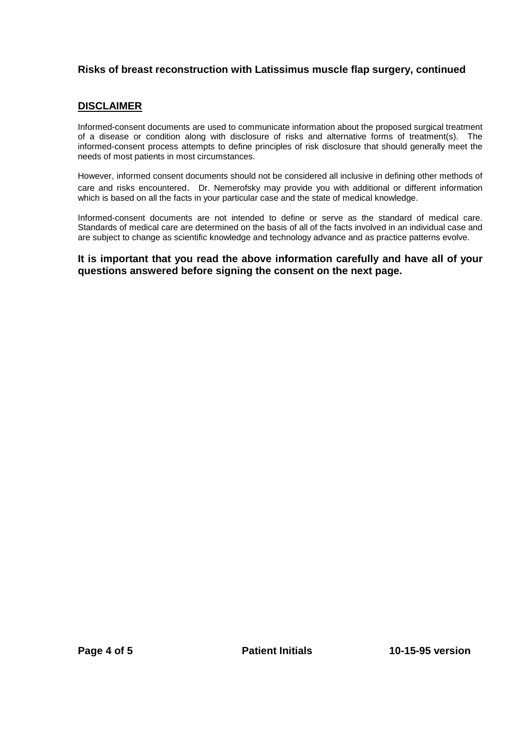**Risks of breast reconstruction with Latissimus muscle flap surgery, continued**

## DISCLAIMER

Informed-consent documents are used to communicate information about the proposed surgical treatment of a disease or condition along with disclosure of risks and alternative forms of treatment(s). The informed-consent process attempts to define principles of risk disclosure that should generally meet the needs of most patients in most circumstances.

However, informed consent documents should not be considered all inclusive in defining other methods of care and risks encountered. Dr. Nemerofsky may provide you with additional or different information which is based on all the facts in your particular case and the state of medical knowledge.

Informed-consent documents are not intended to define or serve as the standard of medical care. Standards of medical care are determined on the basis of all of the facts involved in an individual case and are subject to change as scientific knowledge and technology advance and as practice patterns evolve.

**It is important that you read the above information carefully and have all of your questions answered before signing the consent on the next page.**

**Patient Initials** **10-15-95 version**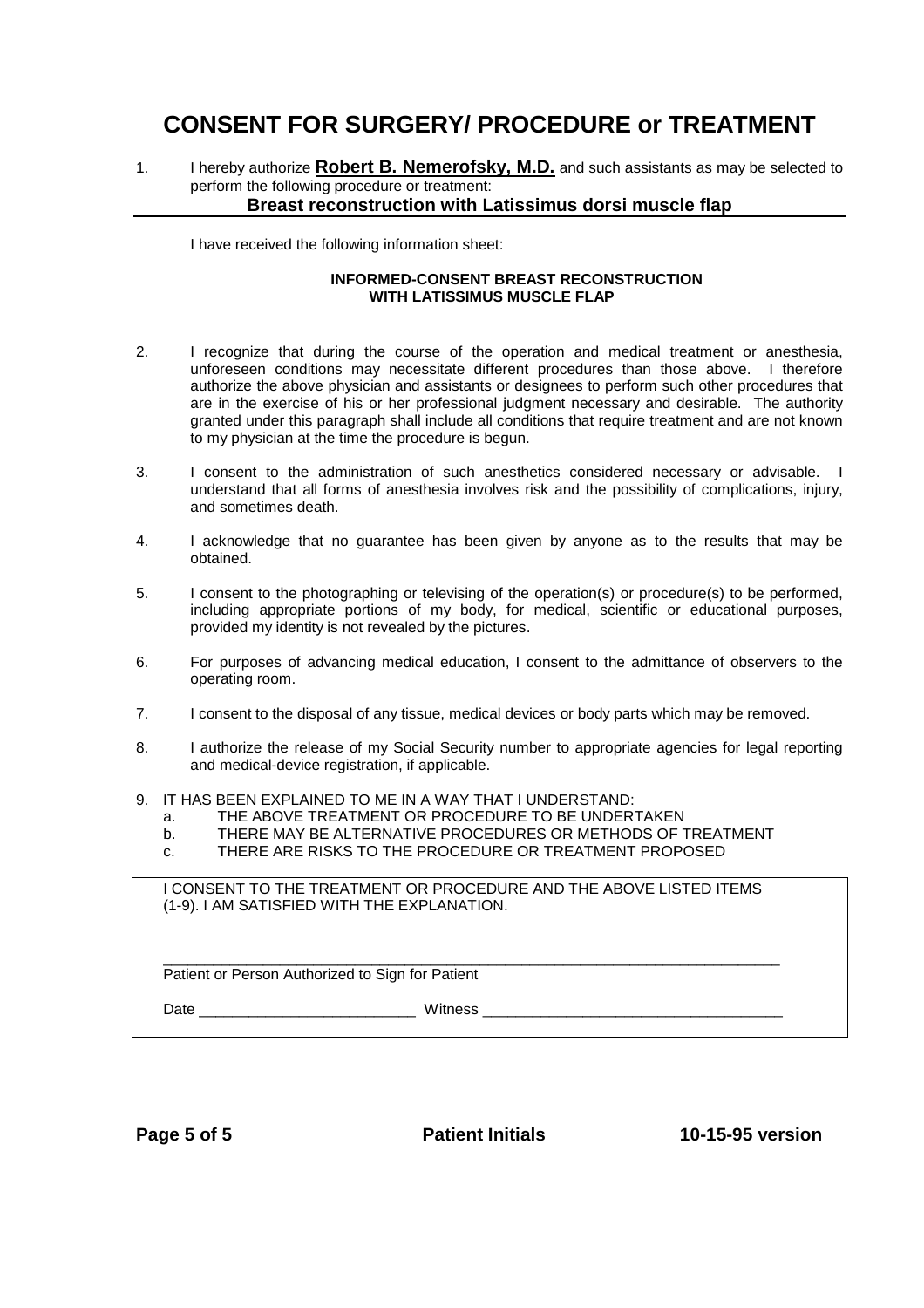# CONSENT FOR SURGERY/ PROCEDURE or TREATMENT

1. I hereby authorize **Robert B. Nemerofsky, M.D.** and such assistants as may be selected to perform the following procedure or treatment:

   **Breast reconstruction with Latissimus dorsi muscle flap**

   I have received the following information sheet:

   **INFORMED-CONSENT BREAST RECONSTRUCTION WITH LATISSIMUS MUSCLE FLAP**

2. I recognize that during the course of the operation and medical treatment or anesthesia, unforeseen conditions may necessitate different procedures than those above. I therefore authorize the above physician and assistants or designees to perform such other procedures that are in the exercise of his or her professional judgment necessary and desirable. The authority granted under this paragraph shall include all conditions that require treatment and are not known to my physician at the time the procedure is begun.

3. I consent to the administration of such anesthetics considered necessary or advisable. I understand that all forms of anesthesia involves risk and the possibility of complications, injury, and sometimes death.

4. I acknowledge that no guarantee has been given by anyone as to the results that may be obtained.

5. I consent to the photographing or televising of the operation(s) or procedure(s) to be performed, including appropriate portions of my body, for medical, scientific or educational purposes, provided my identity is not revealed by the pictures.

6. For purposes of advancing medical education, I consent to the admittance of observers to the operating room.

7. I consent to the disposal of any tissue, medical devices or body parts which may be removed.

8. I authorize the release of my Social Security number to appropriate agencies for legal reporting and medical-device registration, if applicable.

9. IT HAS BEEN EXPLAINED TO ME IN A WAY THAT I UNDERSTAND:
   a. THE ABOVE TREATMENT OR PROCEDURE TO BE UNDERTAKEN
   b. THERE MAY BE ALTERNATIVE PROCEDURES OR METHODS OF TREATMENT
   c. THERE ARE RISKS TO THE PROCEDURE OR TREATMENT PROPOSED

I CONSENT TO THE TREATMENT OR PROCEDURE AND THE ABOVE LISTED ITEMS (1-9). I AM SATISFIED WITH THE EXPLANATION.

_______________________________________________________________________________

Patient or Person Authorized to Sign for Patient

Date __________________________ Witness ____________________________________

**Patient Initials** **10-15-95 version**